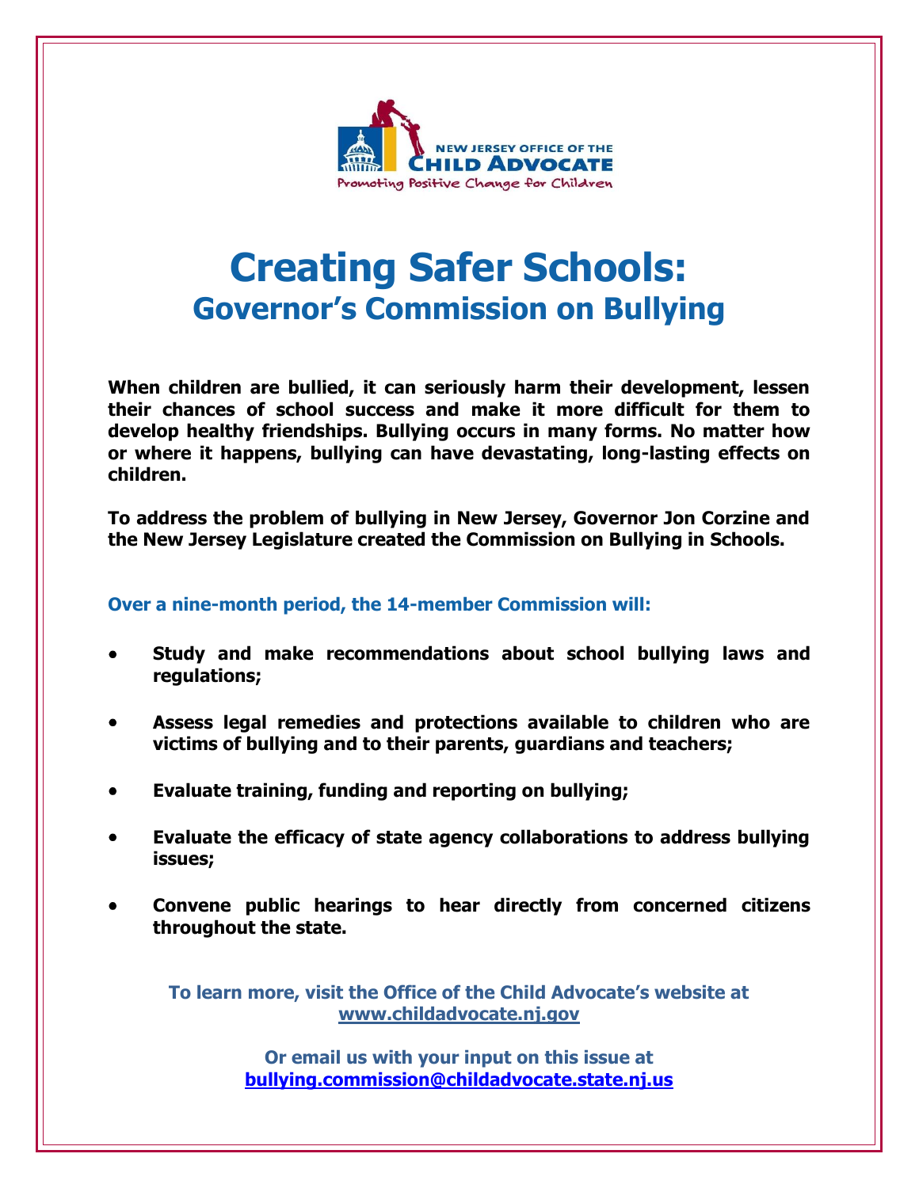NEW JERSEY OFFICE OF THE
CHILD ADVOCATE
Promoting Positive Change for Children

# Creating Safer Schools:
## Governor's Commission on Bullying

**When children are bullied, it can seriously harm their development, lessen their chances of school success and make it more difficult for them to develop healthy friendships. Bullying occurs in many forms. No matter how or where it happens, bullying can have devastating, long-lasting effects on children.**

**To address the problem of bullying in New Jersey, Governor Jon Corzine and the New Jersey Legislature created the Commission on Bullying in Schools.**

**Over a nine-month period, the 14-member Commission will:**

- **Study and make recommendations about school bullying laws and regulations;**
- **Assess legal remedies and protections available to children who are victims of bullying and to their parents, guardians and teachers;**
- **Evaluate training, funding and reporting on bullying;**
- **Evaluate the efficacy of state agency collaborations to address bullying issues;**
- **Convene public hearings to hear directly from concerned citizens throughout the state.**

**To learn more, visit the Office of the Child Advocate's website at [www.childadvocate.nj.gov](http://www.childadvocate.nj.gov)**

**Or email us with your input on this issue at [bullying.commission@childadvocate.state.nj.us](mailto:bullying.commission@childadvocate.state.nj.us)**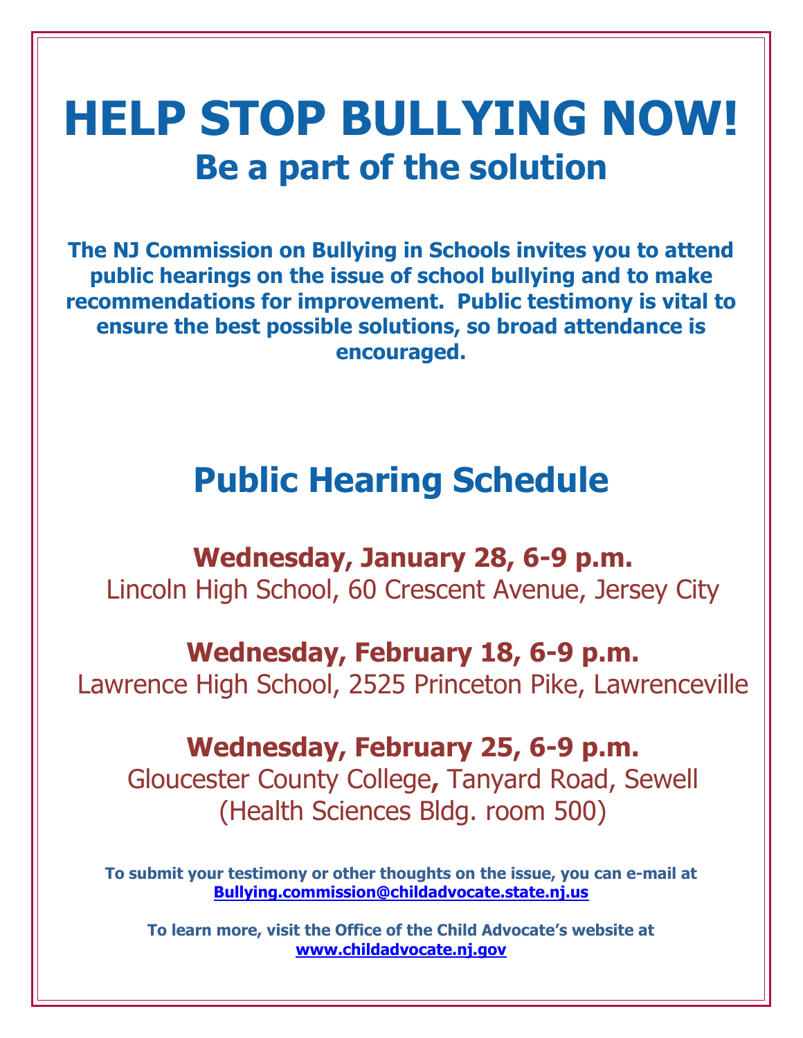# HELP STOP BULLYING NOW!

## Be a part of the solution

**The NJ Commission on Bullying in Schools invites you to attend public hearings on the issue of school bullying and to make recommendations for improvement. Public testimony is vital to ensure the best possible solutions, so broad attendance is encouraged.**

## Public Hearing Schedule

**Wednesday, January 28, 6-9 p.m.**
Lincoln High School, 60 Crescent Avenue, Jersey City

**Wednesday, February 18, 6-9 p.m.**
Lawrence High School, 2525 Princeton Pike, Lawrenceville

**Wednesday, February 25, 6-9 p.m.**
Gloucester County College**,** Tanyard Road, Sewell
(Health Sciences Bldg. room 500)

**To submit your testimony or other thoughts on the issue, you can e-mail at [Bullying.commission@childadvocate.state.nj.us](mailto:Bullying.commission@childadvocate.state.nj.us)**

**To learn more, visit the Office of the Child Advocate's website at [www.childadvocate.nj.gov](http://www.childadvocate.nj.gov)**